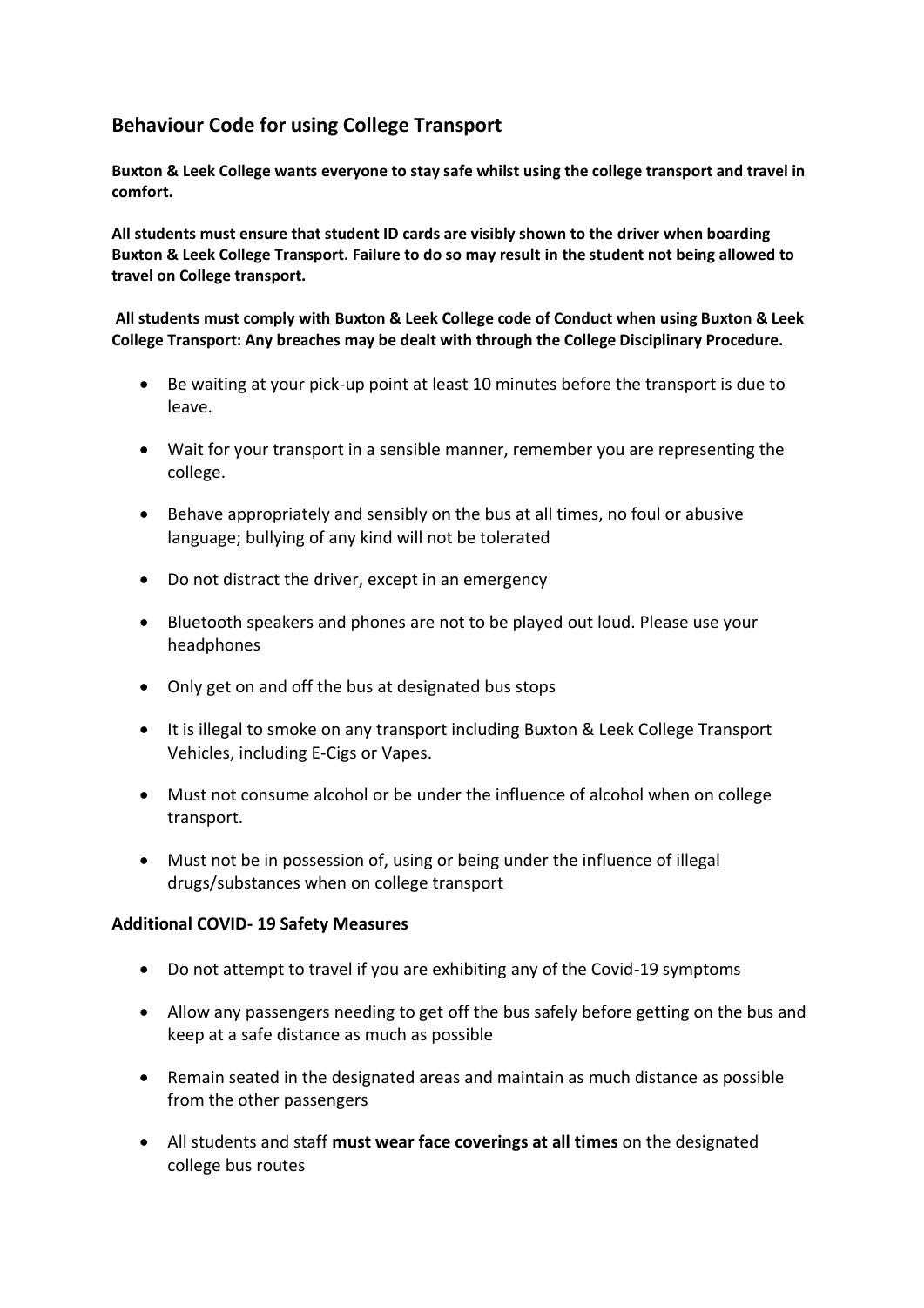## Behaviour Code for using College Transport

**Buxton & Leek College wants everyone to stay safe whilst using the college transport and travel in comfort.**

**All students must ensure that student ID cards are visibly shown to the driver when boarding Buxton & Leek College Transport. Failure to do so may result in the student not being allowed to travel on College transport.**

**All students must comply with Buxton & Leek College code of Conduct when using Buxton & Leek College Transport: Any breaches may be dealt with through the College Disciplinary Procedure.**

- Be waiting at your pick-up point at least 10 minutes before the transport is due to leave.
- Wait for your transport in a sensible manner, remember you are representing the college.
- Behave appropriately and sensibly on the bus at all times, no foul or abusive language; bullying of any kind will not be tolerated
- Do not distract the driver, except in an emergency
- Bluetooth speakers and phones are not to be played out loud. Please use your headphones
- Only get on and off the bus at designated bus stops
- It is illegal to smoke on any transport including Buxton & Leek College Transport Vehicles, including E-Cigs or Vapes.
- Must not consume alcohol or be under the influence of alcohol when on college transport.
- Must not be in possession of, using or being under the influence of illegal drugs/substances when on college transport

**Additional COVID- 19 Safety Measures**

- Do not attempt to travel if you are exhibiting any of the Covid-19 symptoms
- Allow any passengers needing to get off the bus safely before getting on the bus and keep at a safe distance as much as possible
- Remain seated in the designated areas and maintain as much distance as possible from the other passengers
- All students and staff **must wear face coverings at all times** on the designated college bus routes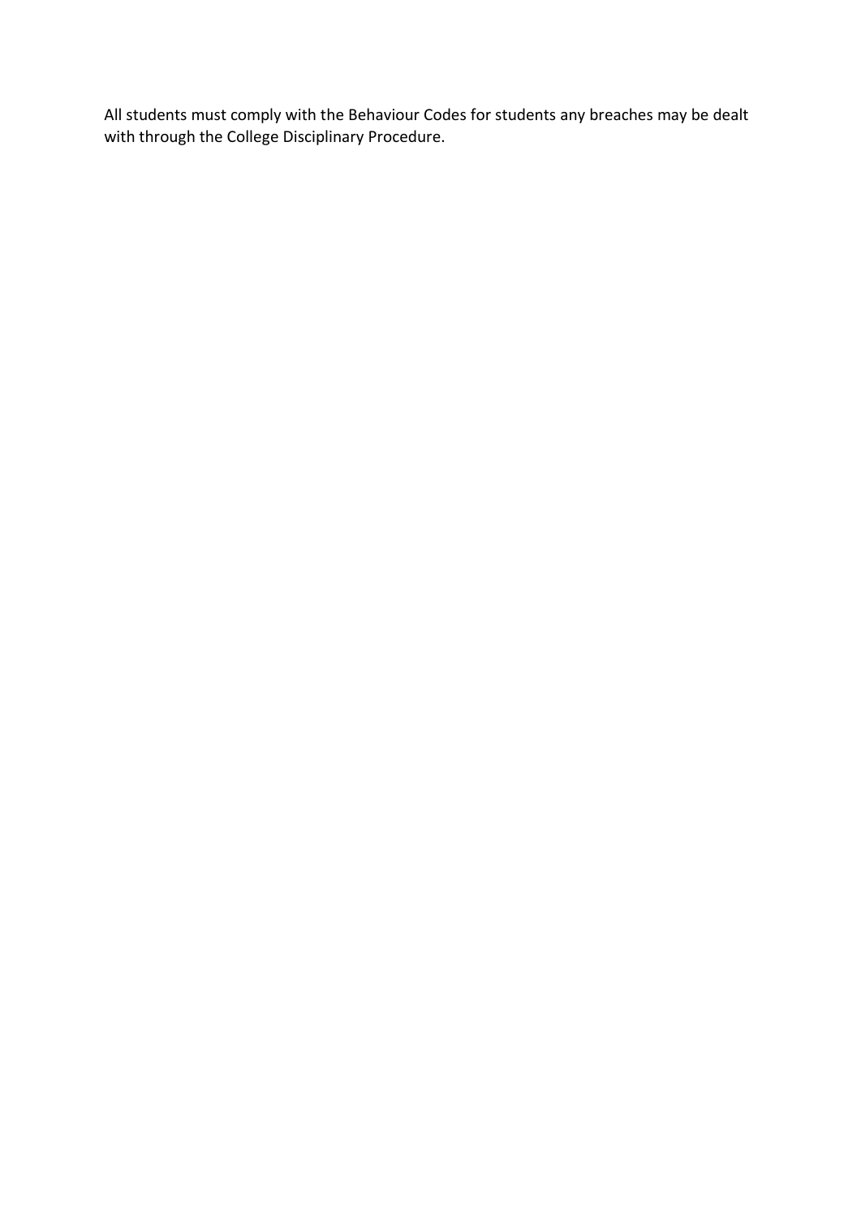All students must comply with the Behaviour Codes for students any breaches may be dealt with through the College Disciplinary Procedure.